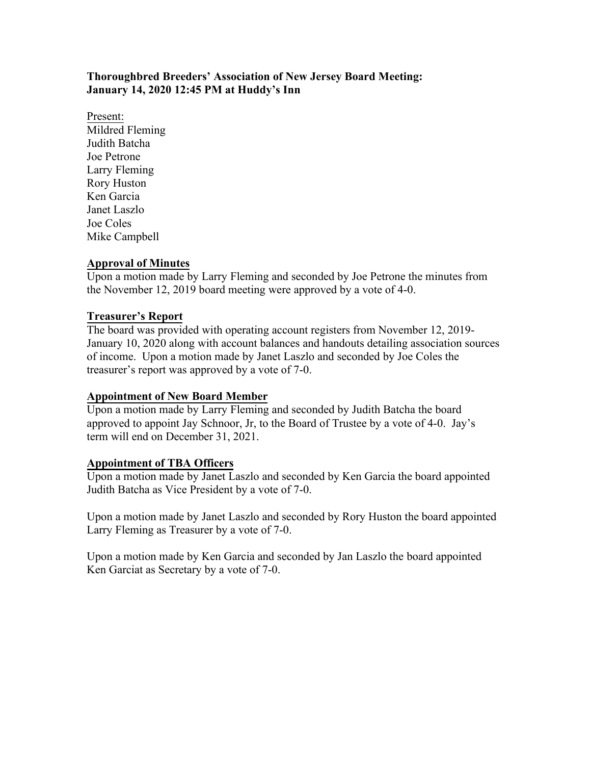**Thoroughbred Breeders' Association of New Jersey Board Meeting:**
**January 14, 2020 12:45 PM at Huddy's Inn**

Present:
Mildred Fleming
Judith Batcha
Joe Petrone
Larry Fleming
Rory Huston
Ken Garcia
Janet Laszlo
Joe Coles
Mike Campbell

**Approval of Minutes**

Upon a motion made by Larry Fleming and seconded by Joe Petrone the minutes from the November 12, 2019 board meeting were approved by a vote of 4-0.

**Treasurer's Report**

The board was provided with operating account registers from November 12, 2019-January 10, 2020 along with account balances and handouts detailing association sources of income. Upon a motion made by Janet Laszlo and seconded by Joe Coles the treasurer's report was approved by a vote of 7-0.

**Appointment of New Board Member**

Upon a motion made by Larry Fleming and seconded by Judith Batcha the board approved to appoint Jay Schnoor, Jr, to the Board of Trustee by a vote of 4-0. Jay's term will end on December 31, 2021.

**Appointment of TBA Officers**

Upon a motion made by Janet Laszlo and seconded by Ken Garcia the board appointed Judith Batcha as Vice President by a vote of 7-0.

Upon a motion made by Janet Laszlo and seconded by Rory Huston the board appointed Larry Fleming as Treasurer by a vote of 7-0.

Upon a motion made by Ken Garcia and seconded by Jan Laszlo the board appointed Ken Garciat as Secretary by a vote of 7-0.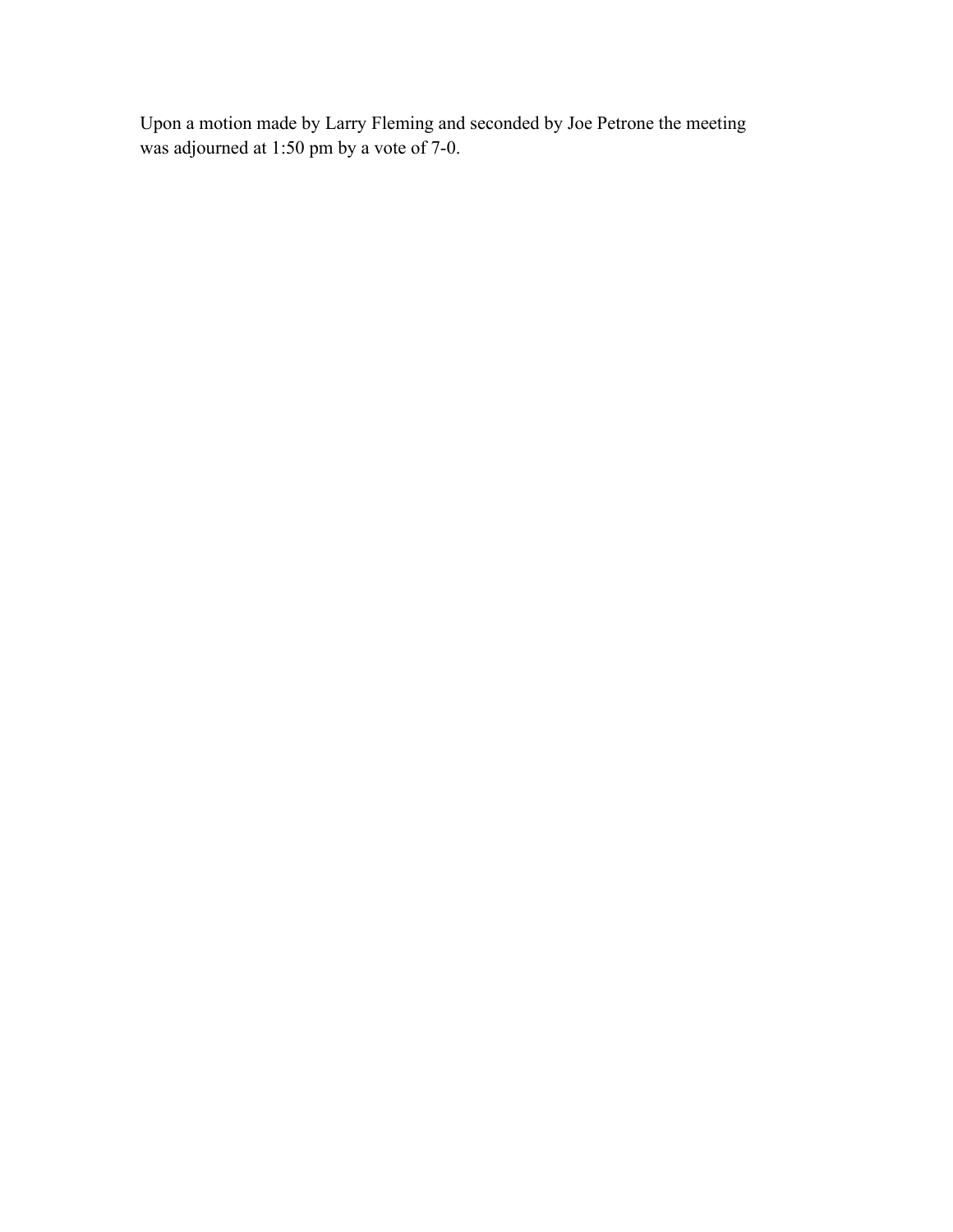Upon a motion made by Larry Fleming and seconded by Joe Petrone the meeting was adjourned at 1:50 pm by a vote of 7-0.